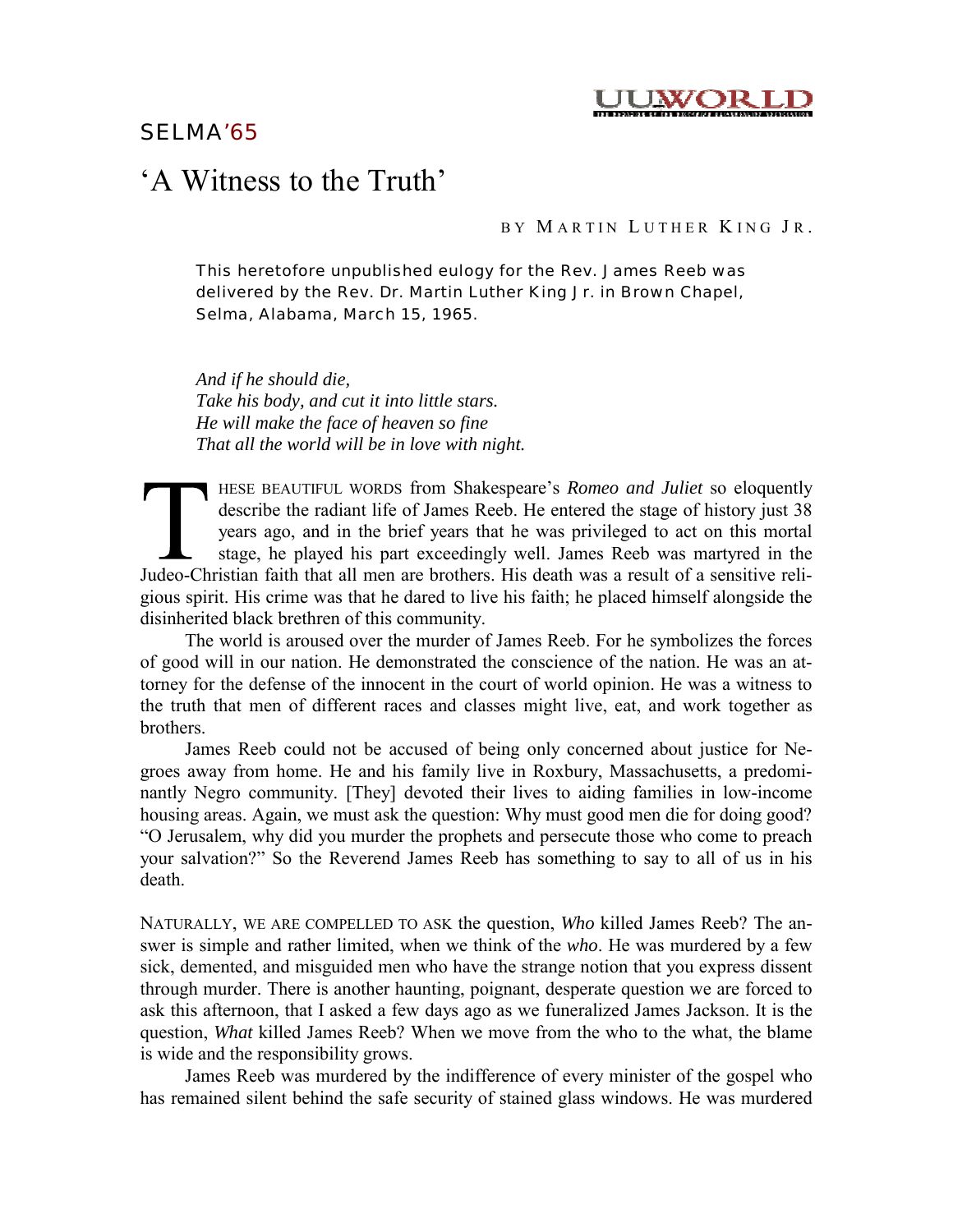SELMA'65

# 'A Witness to the Truth'

BY MARTIN LUTHER KING JR.

This heretofore unpublished eulogy for the Rev. James Reeb was delivered by the Rev. Dr. Martin Luther King Jr. in Brown Chapel, Selma, Alabama, March 15, 1965.

*And if he should die,*
*Take his body, and cut it into little stars.*
*He will make the face of heaven so fine*
*That all the world will be in love with night.*

THESE BEAUTIFUL WORDS from Shakespeare's *Romeo and Juliet* so eloquently describe the radiant life of James Reeb. He entered the stage of history just 38 years ago, and in the brief years that he was privileged to act on this mortal stage, he played his part exceedingly well. James Reeb was martyred in the Judeo-Christian faith that all men are brothers. His death was a result of a sensitive religious spirit. His crime was that he dared to live his faith; he placed himself alongside the disinherited black brethren of this community.

The world is aroused over the murder of James Reeb. For he symbolizes the forces of good will in our nation. He demonstrated the conscience of the nation. He was an attorney for the defense of the innocent in the court of world opinion. He was a witness to the truth that men of different races and classes might live, eat, and work together as brothers.

James Reeb could not be accused of being only concerned about justice for Negroes away from home. He and his family live in Roxbury, Massachusetts, a predominantly Negro community. [They] devoted their lives to aiding families in low-income housing areas. Again, we must ask the question: Why must good men die for doing good? "O Jerusalem, why did you murder the prophets and persecute those who come to preach your salvation?" So the Reverend James Reeb has something to say to all of us in his death.

NATURALLY, WE ARE COMPELLED TO ASK the question, *Who* killed James Reeb? The answer is simple and rather limited, when we think of the *who*. He was murdered by a few sick, demented, and misguided men who have the strange notion that you express dissent through murder. There is another haunting, poignant, desperate question we are forced to ask this afternoon, that I asked a few days ago as we funeralized James Jackson. It is the question, *What* killed James Reeb? When we move from the who to the what, the blame is wide and the responsibility grows.

James Reeb was murdered by the indifference of every minister of the gospel who has remained silent behind the safe security of stained glass windows. He was murdered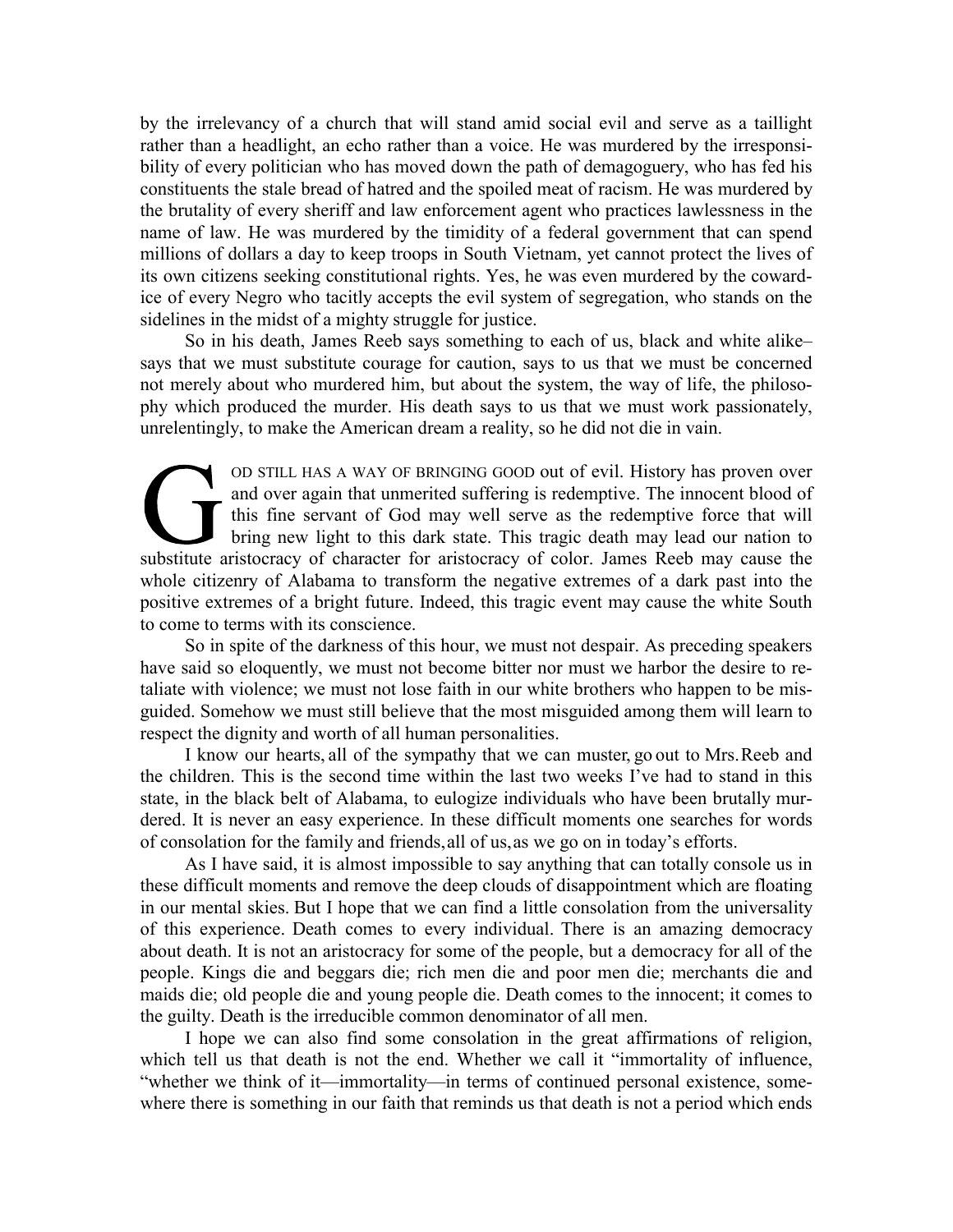by the irrelevancy of a church that will stand amid social evil and serve as a taillight rather than a headlight, an echo rather than a voice. He was murdered by the irresponsibility of every politician who has moved down the path of demagoguery, who has fed his constituents the stale bread of hatred and the spoiled meat of racism. He was murdered by the brutality of every sheriff and law enforcement agent who practices lawlessness in the name of law. He was murdered by the timidity of a federal government that can spend millions of dollars a day to keep troops in South Vietnam, yet cannot protect the lives of its own citizens seeking constitutional rights. Yes, he was even murdered by the cowardice of every Negro who tacitly accepts the evil system of segregation, who stands on the sidelines in the midst of a mighty struggle for justice.

So in his death, James Reeb says something to each of us, black and white alike–says that we must substitute courage for caution, says to us that we must be concerned not merely about who murdered him, but about the system, the way of life, the philosophy which produced the murder. His death says to us that we must work passionately, unrelentingly, to make the American dream a reality, so he did not die in vain.

GOD STILL HAS A WAY OF BRINGING GOOD out of evil. History has proven over and over again that unmerited suffering is redemptive. The innocent blood of this fine servant of God may well serve as the redemptive force that will bring new light to this dark state. This tragic death may lead our nation to substitute aristocracy of character for aristocracy of color. James Reeb may cause the whole citizenry of Alabama to transform the negative extremes of a dark past into the positive extremes of a bright future. Indeed, this tragic event may cause the white South to come to terms with its conscience.

So in spite of the darkness of this hour, we must not despair. As preceding speakers have said so eloquently, we must not become bitter nor must we harbor the desire to retaliate with violence; we must not lose faith in our white brothers who happen to be misguided. Somehow we must still believe that the most misguided among them will learn to respect the dignity and worth of all human personalities.

I know our hearts, all of the sympathy that we can muster, go out to Mrs. Reeb and the children. This is the second time within the last two weeks I've had to stand in this state, in the black belt of Alabama, to eulogize individuals who have been brutally murdered. It is never an easy experience. In these difficult moments one searches for words of consolation for the family and friends, all of us, as we go on in today's efforts.

As I have said, it is almost impossible to say anything that can totally console us in these difficult moments and remove the deep clouds of disappointment which are floating in our mental skies. But I hope that we can find a little consolation from the universality of this experience. Death comes to every individual. There is an amazing democracy about death. It is not an aristocracy for some of the people, but a democracy for all of the people. Kings die and beggars die; rich men die and poor men die; merchants die and maids die; old people die and young people die. Death comes to the innocent; it comes to the guilty. Death is the irreducible common denominator of all men.

I hope we can also find some consolation in the great affirmations of religion, which tell us that death is not the end. Whether we call it "immortality of influence, "whether we think of it—immortality—in terms of continued personal existence, somewhere there is something in our faith that reminds us that death is not a period which ends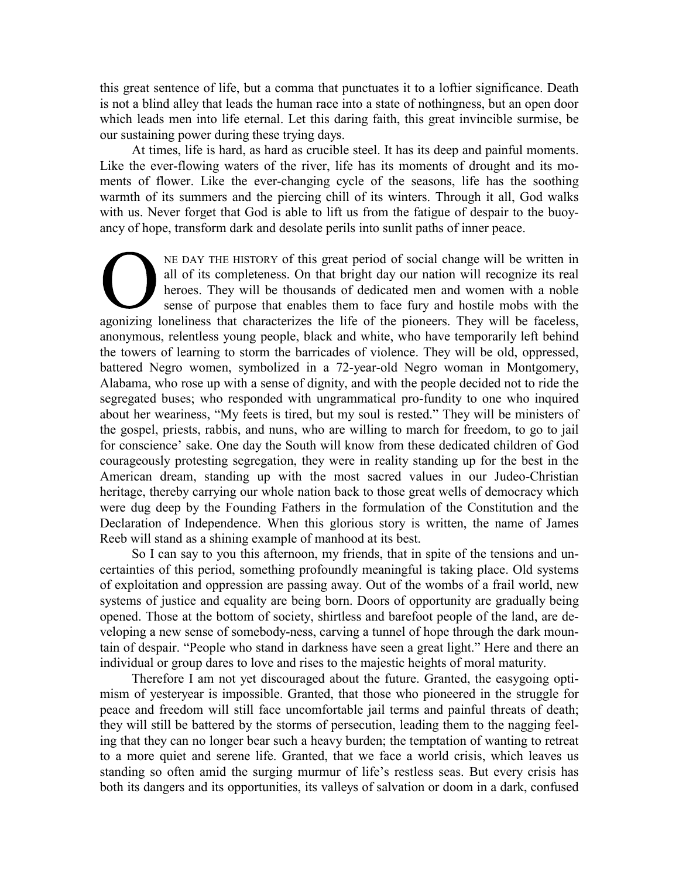this great sentence of life, but a comma that punctuates it to a loftier significance. Death is not a blind alley that leads the human race into a state of nothingness, but an open door which leads men into life eternal. Let this daring faith, this great invincible surmise, be our sustaining power during these trying days.

At times, life is hard, as hard as crucible steel. It has its deep and painful moments. Like the ever-flowing waters of the river, life has its moments of drought and its moments of flower. Like the ever-changing cycle of the seasons, life has the soothing warmth of its summers and the piercing chill of its winters. Through it all, God walks with us. Never forget that God is able to lift us from the fatigue of despair to the buoyancy of hope, transform dark and desolate perils into sunlit paths of inner peace.

ONE DAY THE HISTORY of this great period of social change will be written in all of its completeness. On that bright day our nation will recognize its real heroes. They will be thousands of dedicated men and women with a noble sense of purpose that enables them to face fury and hostile mobs with the agonizing loneliness that characterizes the life of the pioneers. They will be faceless, anonymous, relentless young people, black and white, who have temporarily left behind the towers of learning to storm the barricades of violence. They will be old, oppressed, battered Negro women, symbolized in a 72-year-old Negro woman in Montgomery, Alabama, who rose up with a sense of dignity, and with the people decided not to ride the segregated buses; who responded with ungrammatical pro-fundity to one who inquired about her weariness, "My feets is tired, but my soul is rested." They will be ministers of the gospel, priests, rabbis, and nuns, who are willing to march for freedom, to go to jail for conscience' sake. One day the South will know from these dedicated children of God courageously protesting segregation, they were in reality standing up for the best in the American dream, standing up with the most sacred values in our Judeo-Christian heritage, thereby carrying our whole nation back to those great wells of democracy which were dug deep by the Founding Fathers in the formulation of the Constitution and the Declaration of Independence. When this glorious story is written, the name of James Reeb will stand as a shining example of manhood at its best.

So I can say to you this afternoon, my friends, that in spite of the tensions and uncertainties of this period, something profoundly meaningful is taking place. Old systems of exploitation and oppression are passing away. Out of the wombs of a frail world, new systems of justice and equality are being born. Doors of opportunity are gradually being opened. Those at the bottom of society, shirtless and barefoot people of the land, are developing a new sense of somebody-ness, carving a tunnel of hope through the dark mountain of despair. "People who stand in darkness have seen a great light." Here and there an individual or group dares to love and rises to the majestic heights of moral maturity.

Therefore I am not yet discouraged about the future. Granted, the easygoing optimism of yesteryear is impossible. Granted, that those who pioneered in the struggle for peace and freedom will still face uncomfortable jail terms and painful threats of death; they will still be battered by the storms of persecution, leading them to the nagging feeling that they can no longer bear such a heavy burden; the temptation of wanting to retreat to a more quiet and serene life. Granted, that we face a world crisis, which leaves us standing so often amid the surging murmur of life's restless seas. But every crisis has both its dangers and its opportunities, its valleys of salvation or doom in a dark, confused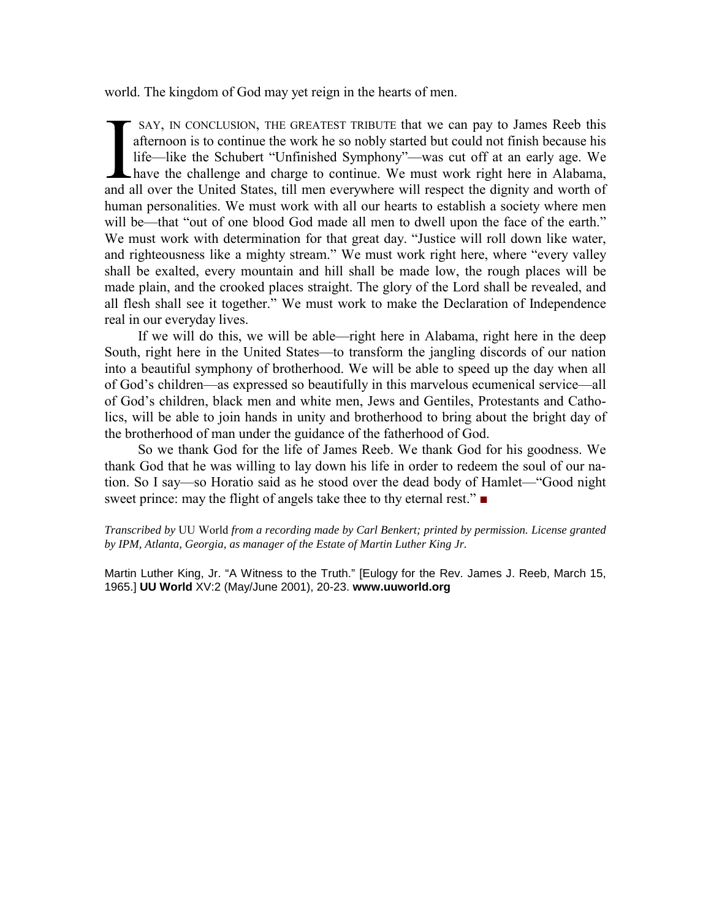world. The kingdom of God may yet reign in the hearts of men.

I SAY, IN CONCLUSION, THE GREATEST TRIBUTE that we can pay to James Reeb this afternoon is to continue the work he so nobly started but could not finish because his life—like the Schubert "Unfinished Symphony"—was cut off at an early age. We have the challenge and charge to continue. We must work right here in Alabama, and all over the United States, till men everywhere will respect the dignity and worth of human personalities. We must work with all our hearts to establish a society where men will be—that "out of one blood God made all men to dwell upon the face of the earth." We must work with determination for that great day. "Justice will roll down like water, and righteousness like a mighty stream." We must work right here, where "every valley shall be exalted, every mountain and hill shall be made low, the rough places will be made plain, and the crooked places straight. The glory of the Lord shall be revealed, and all flesh shall see it together." We must work to make the Declaration of Independence real in our everyday lives.

If we will do this, we will be able—right here in Alabama, right here in the deep South, right here in the United States—to transform the jangling discords of our nation into a beautiful symphony of brotherhood. We will be able to speed up the day when all of God's children—as expressed so beautifully in this marvelous ecumenical service—all of God's children, black men and white men, Jews and Gentiles, Protestants and Catholics, will be able to join hands in unity and brotherhood to bring about the bright day of the brotherhood of man under the guidance of the fatherhood of God.

So we thank God for the life of James Reeb. We thank God for his goodness. We thank God that he was willing to lay down his life in order to redeem the soul of our nation. So I say—so Horatio said as he stood over the dead body of Hamlet—"Good night sweet prince: may the flight of angels take thee to thy eternal rest." ■

*Transcribed by* UU World *from a recording made by Carl Benkert; printed by permission. License granted by IPM, Atlanta, Georgia, as manager of the Estate of Martin Luther King Jr.*

Martin Luther King, Jr. "A Witness to the Truth." [Eulogy for the Rev. James J. Reeb, March 15, 1965.] **UU World** XV:2 (May/June 2001), 20-23. **www.uuworld.org**